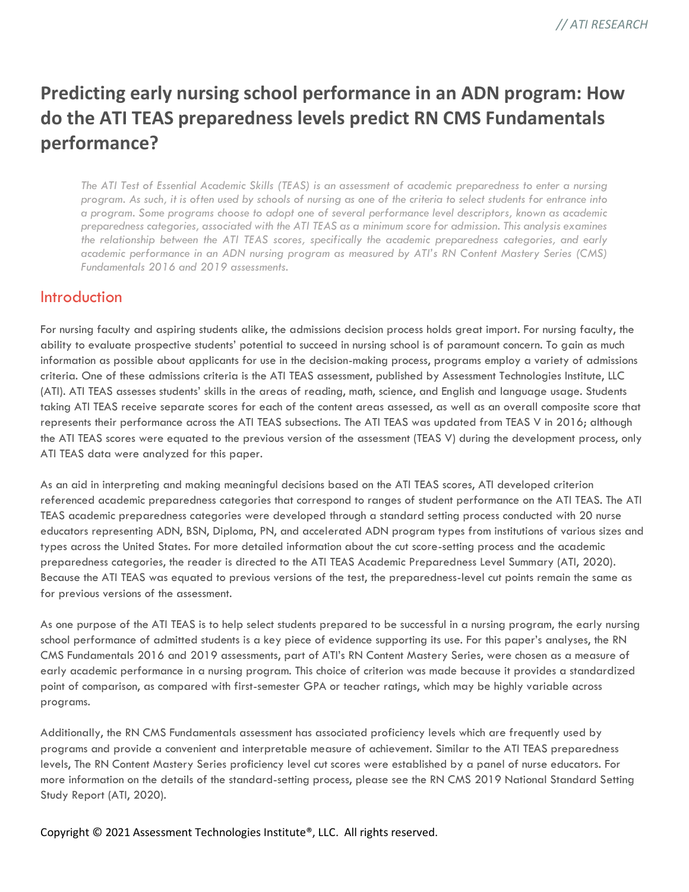# Predicting early nursing school performance in an ADN program: How do the ATI TEAS preparedness levels predict RN CMS Fundamentals performance?

*The ATI Test of Essential Academic Skills (TEAS) is an assessment of academic preparedness to enter a nursing program. As such, it is often used by schools of nursing as one of the criteria to select students for entrance into a program. Some programs choose to adopt one of several performance level descriptors, known as academic preparedness categories, associated with the ATI TEAS as a minimum score for admission. This analysis examines the relationship between the ATI TEAS scores, specifically the academic preparedness categories, and early academic performance in an ADN nursing program as measured by ATI's RN Content Mastery Series (CMS) Fundamentals 2016 and 2019 assessments.*

## Introduction

For nursing faculty and aspiring students alike, the admissions decision process holds great import. For nursing faculty, the ability to evaluate prospective students' potential to succeed in nursing school is of paramount concern. To gain as much information as possible about applicants for use in the decision-making process, programs employ a variety of admissions criteria. One of these admissions criteria is the ATI TEAS assessment, published by Assessment Technologies Institute, LLC (ATI). ATI TEAS assesses students' skills in the areas of reading, math, science, and English and language usage. Students taking ATI TEAS receive separate scores for each of the content areas assessed, as well as an overall composite score that represents their performance across the ATI TEAS subsections. The ATI TEAS was updated from TEAS V in 2016; although the ATI TEAS scores were equated to the previous version of the assessment (TEAS V) during the development process, only ATI TEAS data were analyzed for this paper.

As an aid in interpreting and making meaningful decisions based on the ATI TEAS scores, ATI developed criterion referenced academic preparedness categories that correspond to ranges of student performance on the ATI TEAS. The ATI TEAS academic preparedness categories were developed through a standard setting process conducted with 20 nurse educators representing ADN, BSN, Diploma, PN, and accelerated ADN program types from institutions of various sizes and types across the United States. For more detailed information about the cut score-setting process and the academic preparedness categories, the reader is directed to the ATI TEAS Academic Preparedness Level Summary (ATI, 2020). Because the ATI TEAS was equated to previous versions of the test, the preparedness-level cut points remain the same as for previous versions of the assessment.

As one purpose of the ATI TEAS is to help select students prepared to be successful in a nursing program, the early nursing school performance of admitted students is a key piece of evidence supporting its use. For this paper's analyses, the RN CMS Fundamentals 2016 and 2019 assessments, part of ATI's RN Content Mastery Series, were chosen as a measure of early academic performance in a nursing program. This choice of criterion was made because it provides a standardized point of comparison, as compared with first-semester GPA or teacher ratings, which may be highly variable across programs.

Additionally, the RN CMS Fundamentals assessment has associated proficiency levels which are frequently used by programs and provide a convenient and interpretable measure of achievement. Similar to the ATI TEAS preparedness levels, The RN Content Mastery Series proficiency level cut scores were established by a panel of nurse educators. For more information on the details of the standard-setting process, please see the RN CMS 2019 National Standard Setting Study Report (ATI, 2020).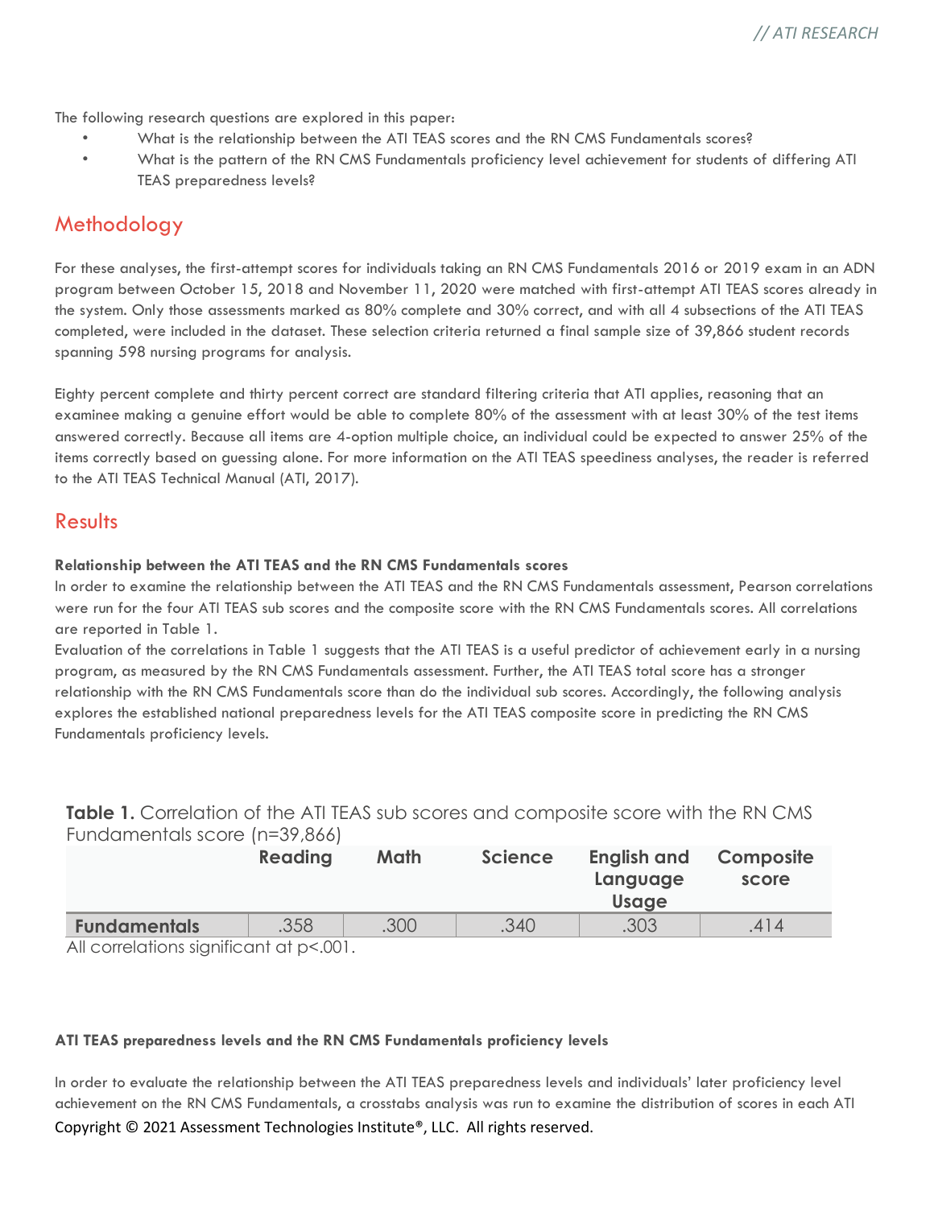The following research questions are explored in this paper:

- What is the relationship between the ATI TEAS scores and the RN CMS Fundamentals scores?
- What is the pattern of the RN CMS Fundamentals proficiency level achievement for students of differing ATI TEAS preparedness levels?

## Methodology

For these analyses, the first-attempt scores for individuals taking an RN CMS Fundamentals 2016 or 2019 exam in an ADN program between October 15, 2018 and November 11, 2020 were matched with first-attempt ATI TEAS scores already in the system. Only those assessments marked as 80% complete and 30% correct, and with all 4 subsections of the ATI TEAS completed, were included in the dataset. These selection criteria returned a final sample size of 39,866 student records spanning 598 nursing programs for analysis.

Eighty percent complete and thirty percent correct are standard filtering criteria that ATI applies, reasoning that an examinee making a genuine effort would be able to complete 80% of the assessment with at least 30% of the test items answered correctly. Because all items are 4-option multiple choice, an individual could be expected to answer 25% of the items correctly based on guessing alone. For more information on the ATI TEAS speediness analyses, the reader is referred to the ATI TEAS Technical Manual (ATI, 2017).

## Results

**Relationship between the ATI TEAS and the RN CMS Fundamentals scores**

In order to examine the relationship between the ATI TEAS and the RN CMS Fundamentals assessment, Pearson correlations were run for the four ATI TEAS sub scores and the composite score with the RN CMS Fundamentals scores. All correlations are reported in Table 1.

Evaluation of the correlations in Table 1 suggests that the ATI TEAS is a useful predictor of achievement early in a nursing program, as measured by the RN CMS Fundamentals assessment. Further, the ATI TEAS total score has a stronger relationship with the RN CMS Fundamentals score than do the individual sub scores. Accordingly, the following analysis explores the established national preparedness levels for the ATI TEAS composite score in predicting the RN CMS Fundamentals proficiency levels.

**Table 1.** Correlation of the ATI TEAS sub scores and composite score with the RN CMS Fundamentals score (n=39,866)

| | Reading | Math | Science | English and Language Usage | Composite score |
|---|---|---|---|---|---|
| **Fundamentals** | .358 | .300 | .340 | .303 | .414 |

All correlations significant at $p<.001$.

**ATI TEAS preparedness levels and the RN CMS Fundamentals proficiency levels**

In order to evaluate the relationship between the ATI TEAS preparedness levels and individuals' later proficiency level achievement on the RN CMS Fundamentals, a crosstabs analysis was run to examine the distribution of scores in each ATI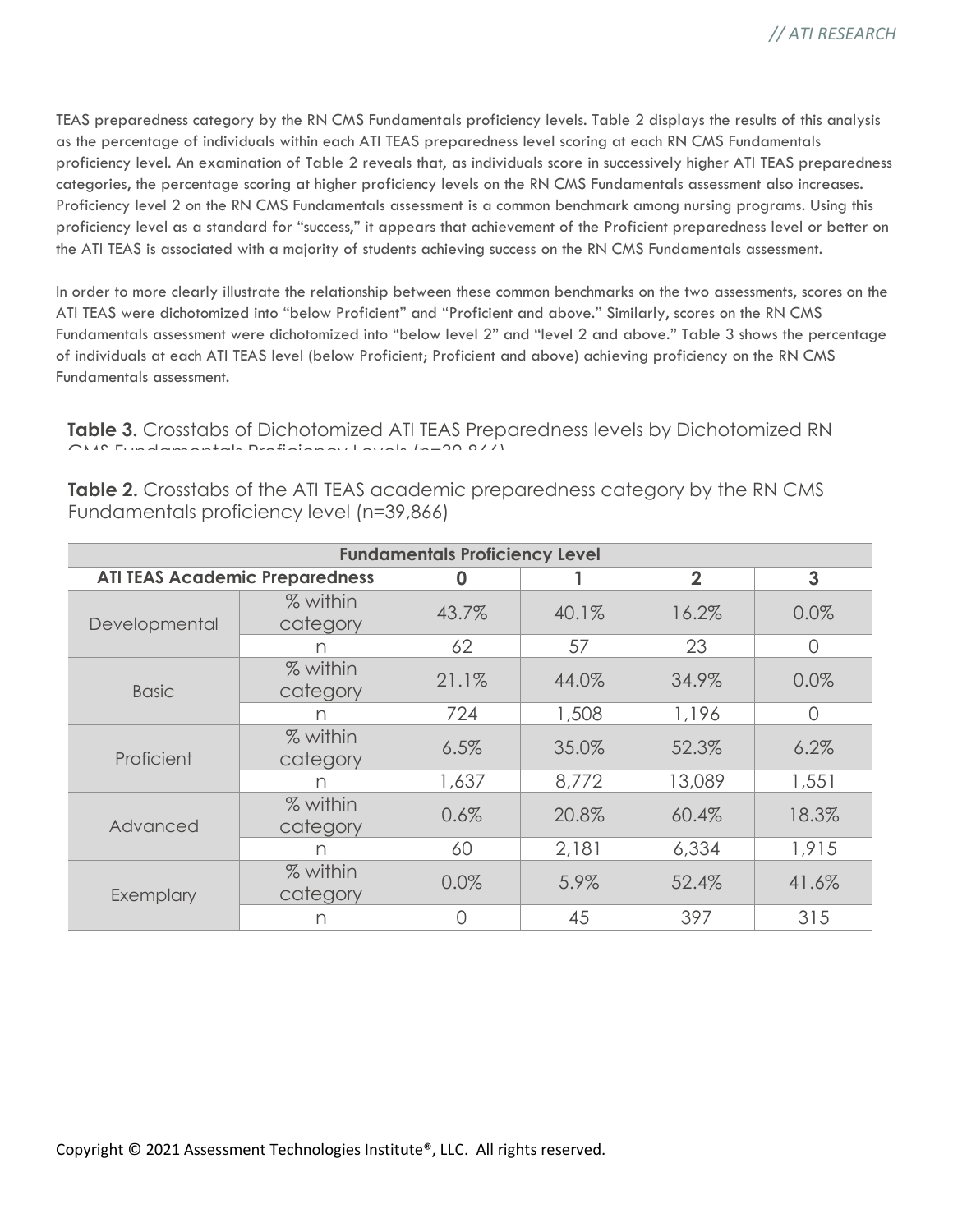TEAS preparedness category by the RN CMS Fundamentals proficiency levels. Table 2 displays the results of this analysis as the percentage of individuals within each ATI TEAS preparedness level scoring at each RN CMS Fundamentals proficiency level. An examination of Table 2 reveals that, as individuals score in successively higher ATI TEAS preparedness categories, the percentage scoring at higher proficiency levels on the RN CMS Fundamentals assessment also increases. Proficiency level 2 on the RN CMS Fundamentals assessment is a common benchmark among nursing programs. Using this proficiency level as a standard for "success," it appears that achievement of the Proficient preparedness level or better on the ATI TEAS is associated with a majority of students achieving success on the RN CMS Fundamentals assessment.

In order to more clearly illustrate the relationship between these common benchmarks on the two assessments, scores on the ATI TEAS were dichotomized into "below Proficient" and "Proficient and above." Similarly, scores on the RN CMS Fundamentals assessment were dichotomized into "below level 2" and "level 2 and above." Table 3 shows the percentage of individuals at each ATI TEAS level (below Proficient; Proficient and above) achieving proficiency on the RN CMS Fundamentals assessment.

**Table 3.** Crosstabs of Dichotomized ATI TEAS Preparedness levels by Dichotomized RN CMS Fundamentals Proficiency Levels (n=39,866)

**Table 2.** Crosstabs of the ATI TEAS academic preparedness category by the RN CMS Fundamentals proficiency level (n=39,866)

| | | **Fundamentals Proficiency Level** | | | |
|---|---|---|---|---|---|
| **ATI TEAS Academic Preparedness** | | **0** | **1** | **2** | **3** |
| Developmental | % within category | 43.7% | 40.1% | 16.2% | 0.0% |
| | n | 62 | 57 | 23 | 0 |
| Basic | % within category | 21.1% | 44.0% | 34.9% | 0.0% |
| | n | 724 | 1,508 | 1,196 | 0 |
| Proficient | % within category | 6.5% | 35.0% | 52.3% | 6.2% |
| | n | 1,637 | 8,772 | 13,089 | 1,551 |
| Advanced | % within category | 0.6% | 20.8% | 60.4% | 18.3% |
| | n | 60 | 2,181 | 6,334 | 1,915 |
| Exemplary | % within category | 0.0% | 5.9% | 52.4% | 41.6% |
| | n | 0 | 45 | 397 | 315 |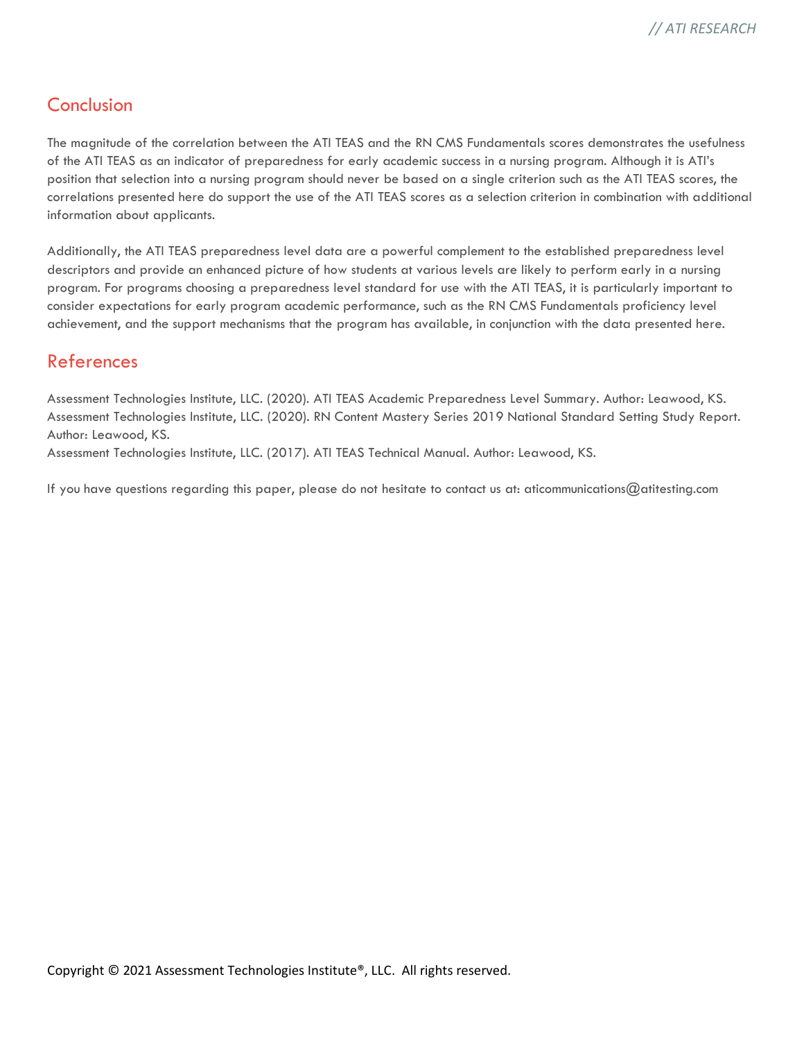## Conclusion

The magnitude of the correlation between the ATI TEAS and the RN CMS Fundamentals scores demonstrates the usefulness of the ATI TEAS as an indicator of preparedness for early academic success in a nursing program. Although it is ATI's position that selection into a nursing program should never be based on a single criterion such as the ATI TEAS scores, the correlations presented here do support the use of the ATI TEAS scores as a selection criterion in combination with additional information about applicants.

Additionally, the ATI TEAS preparedness level data are a powerful complement to the established preparedness level descriptors and provide an enhanced picture of how students at various levels are likely to perform early in a nursing program. For programs choosing a preparedness level standard for use with the ATI TEAS, it is particularly important to consider expectations for early program academic performance, such as the RN CMS Fundamentals proficiency level achievement, and the support mechanisms that the program has available, in conjunction with the data presented here.

## References

Assessment Technologies Institute, LLC. (2020). ATI TEAS Academic Preparedness Level Summary. Author: Leawood, KS.
Assessment Technologies Institute, LLC. (2020). RN Content Mastery Series 2019 National Standard Setting Study Report. Author: Leawood, KS.
Assessment Technologies Institute, LLC. (2017). ATI TEAS Technical Manual. Author: Leawood, KS.

If you have questions regarding this paper, please do not hesitate to contact us at: aticommunications@atitesting.com

Copyright © 2021 Assessment Technologies Institute®, LLC. All rights reserved.